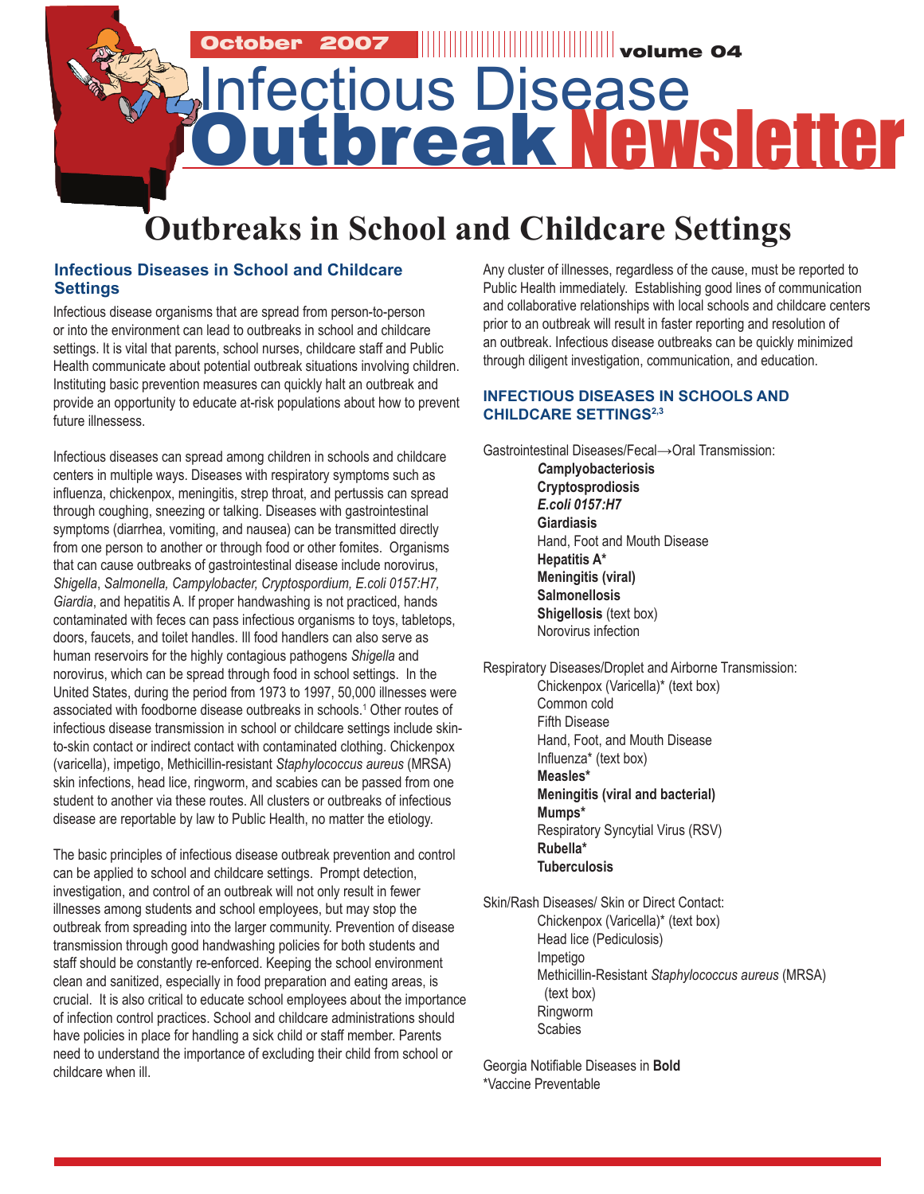October 2007 volume 04

# Infectious Disease Outbreak Newsletter

# Outbreaks in School and Childcare Settings

## Infectious Diseases in School and Childcare Settings

Infectious disease organisms that are spread from person-to-person or into the environment can lead to outbreaks in school and childcare settings. It is vital that parents, school nurses, childcare staff and Public Health communicate about potential outbreak situations involving children. Instituting basic prevention measures can quickly halt an outbreak and provide an opportunity to educate at-risk populations about how to prevent future illnessess.

Infectious diseases can spread among children in schools and childcare centers in multiple ways. Diseases with respiratory symptoms such as influenza, chickenpox, meningitis, strep throat, and pertussis can spread through coughing, sneezing or talking. Diseases with gastrointestinal symptoms (diarrhea, vomiting, and nausea) can be transmitted directly from one person to another or through food or other fomites. Organisms that can cause outbreaks of gastrointestinal disease include norovirus, *Shigella*, *Salmonella, Campylobacter, Cryptospordium, E.coli 0157:H7, Giardia*, and hepatitis A. If proper handwashing is not practiced, hands contaminated with feces can pass infectious organisms to toys, tabletops, doors, faucets, and toilet handles. Ill food handlers can also serve as human reservoirs for the highly contagious pathogens *Shigella* and norovirus, which can be spread through food in school settings. In the United States, during the period from 1973 to 1997, 50,000 illnesses were associated with foodborne disease outbreaks in schools.[1] Other routes of infectious disease transmission in school or childcare settings include skin-to-skin contact or indirect contact with contaminated clothing. Chickenpox (varicella), impetigo, Methicillin-resistant *Staphylococcus aureus* (MRSA) skin infections, head lice, ringworm, and scabies can be passed from one student to another via these routes. All clusters or outbreaks of infectious disease are reportable by law to Public Health, no matter the etiology.

The basic principles of infectious disease outbreak prevention and control can be applied to school and childcare settings. Prompt detection, investigation, and control of an outbreak will not only result in fewer illnesses among students and school employees, but may stop the outbreak from spreading into the larger community. Prevention of disease transmission through good handwashing policies for both students and staff should be constantly re-enforced. Keeping the school environment clean and sanitized, especially in food preparation and eating areas, is crucial. It is also critical to educate school employees about the importance of infection control practices. School and childcare administrations should have policies in place for handling a sick child or staff member. Parents need to understand the importance of excluding their child from school or childcare when ill.

Any cluster of illnesses, regardless of the cause, must be reported to Public Health immediately. Establishing good lines of communication and collaborative relationships with local schools and childcare centers prior to an outbreak will result in faster reporting and resolution of an outbreak. Infectious disease outbreaks can be quickly minimized through diligent investigation, communication, and education.

## INFECTIOUS DISEASES IN SCHOOLS AND CHILDCARE SETTINGS[2,3]

Gastrointestinal Diseases/Fecal→Oral Transmission:

- **Camplyobacteriosis**
- **Cryptosprodiosis**
- ***E.coli 0157:H7***
- **Giardiasis**
- Hand, Foot and Mouth Disease
- **Hepatitis A***
- **Meningitis (viral)**
- **Salmonellosis**
- **Shigellosis** (text box)
- Norovirus infection

Respiratory Diseases/Droplet and Airborne Transmission:

- Chickenpox (Varicella)* (text box)
- Common cold
- Fifth Disease
- Hand, Foot, and Mouth Disease
- Influenza* (text box)
- **Measles***
- **Meningitis (viral and bacterial)**
- **Mumps***
- Respiratory Syncytial Virus (RSV)
- **Rubella***
- **Tuberculosis**

Skin/Rash Diseases/ Skin or Direct Contact:

- Chickenpox (Varicella)* (text box)
- Head lice (Pediculosis)
- Impetigo
- Methicillin-Resistant *Staphylococcus aureus* (MRSA) (text box)
- Ringworm
- Scabies

Georgia Notifiable Diseases in **Bold**
*Vaccine Preventable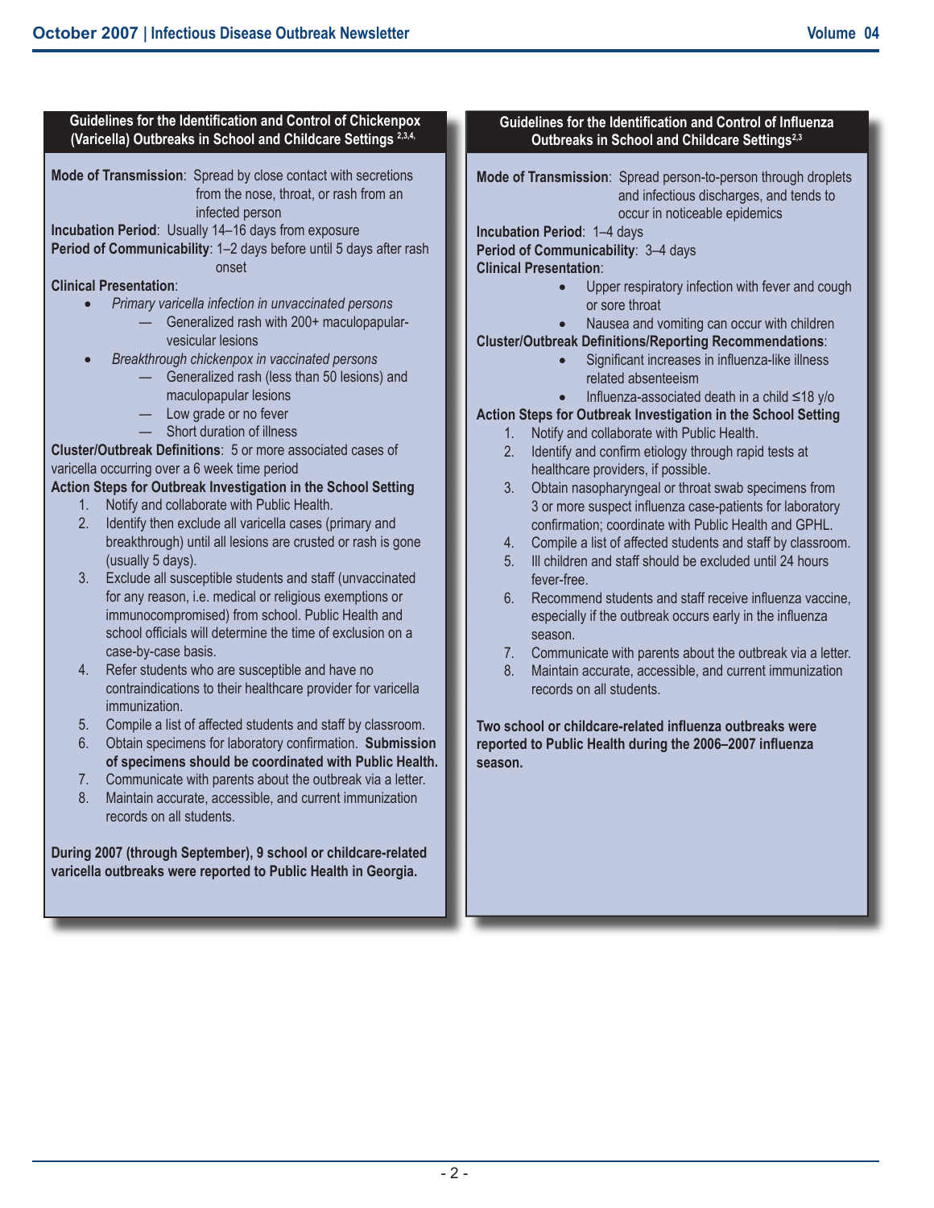## Guidelines for the Identification and Control of Chickenpox (Varicella) Outbreaks in School and Childcare Settings [2,3,4]

**Mode of Transmission**: Spread by close contact with secretions from the nose, throat, or rash from an infected person

**Incubation Period**: Usually 14–16 days from exposure

**Period of Communicability**: 1–2 days before until 5 days after rash onset

**Clinical Presentation**:

- *Primary varicella infection in unvaccinated persons*
  - Generalized rash with 200+ maculopapular-vesicular lesions
- *Breakthrough chickenpox in vaccinated persons*
  - Generalized rash (less than 50 lesions) and maculopapular lesions
  - Low grade or no fever
  - Short duration of illness

**Cluster/Outbreak Definitions**: 5 or more associated cases of varicella occurring over a 6 week time period

**Action Steps for Outbreak Investigation in the School Setting**

1. Notify and collaborate with Public Health.
2. Identify then exclude all varicella cases (primary and breakthrough) until all lesions are crusted or rash is gone (usually 5 days).
3. Exclude all susceptible students and staff (unvaccinated for any reason, i.e. medical or religious exemptions or immunocompromised) from school. Public Health and school officials will determine the time of exclusion on a case-by-case basis.
4. Refer students who are susceptible and have no contraindications to their healthcare provider for varicella immunization.
5. Compile a list of affected students and staff by classroom.
6. Obtain specimens for laboratory confirmation. **Submission of specimens should be coordinated with Public Health.**
7. Communicate with parents about the outbreak via a letter.
8. Maintain accurate, accessible, and current immunization records on all students.

**During 2007 (through September), 9 school or childcare-related varicella outbreaks were reported to Public Health in Georgia.**

## Guidelines for the Identification and Control of Influenza Outbreaks in School and Childcare Settings [2,3]

**Mode of Transmission**: Spread person-to-person through droplets and infectious discharges, and tends to occur in noticeable epidemics

**Incubation Period**: 1–4 days

**Period of Communicability**: 3–4 days

**Clinical Presentation**:

- Upper respiratory infection with fever and cough or sore throat
- Nausea and vomiting can occur with children

**Cluster/Outbreak Definitions/Reporting Recommendations**:

- Significant increases in influenza-like illness related absenteeism
- Influenza-associated death in a child ≤18 y/o

**Action Steps for Outbreak Investigation in the School Setting**

1. Notify and collaborate with Public Health.
2. Identify and confirm etiology through rapid tests at healthcare providers, if possible.
3. Obtain nasopharyngeal or throat swab specimens from 3 or more suspect influenza case-patients for laboratory confirmation; coordinate with Public Health and GPHL.
4. Compile a list of affected students and staff by classroom.
5. Ill children and staff should be excluded until 24 hours fever-free.
6. Recommend students and staff receive influenza vaccine, especially if the outbreak occurs early in the influenza season.
7. Communicate with parents about the outbreak via a letter.
8. Maintain accurate, accessible, and current immunization records on all students.

**Two school or childcare-related influenza outbreaks were reported to Public Health during the 2006–2007 influenza season.**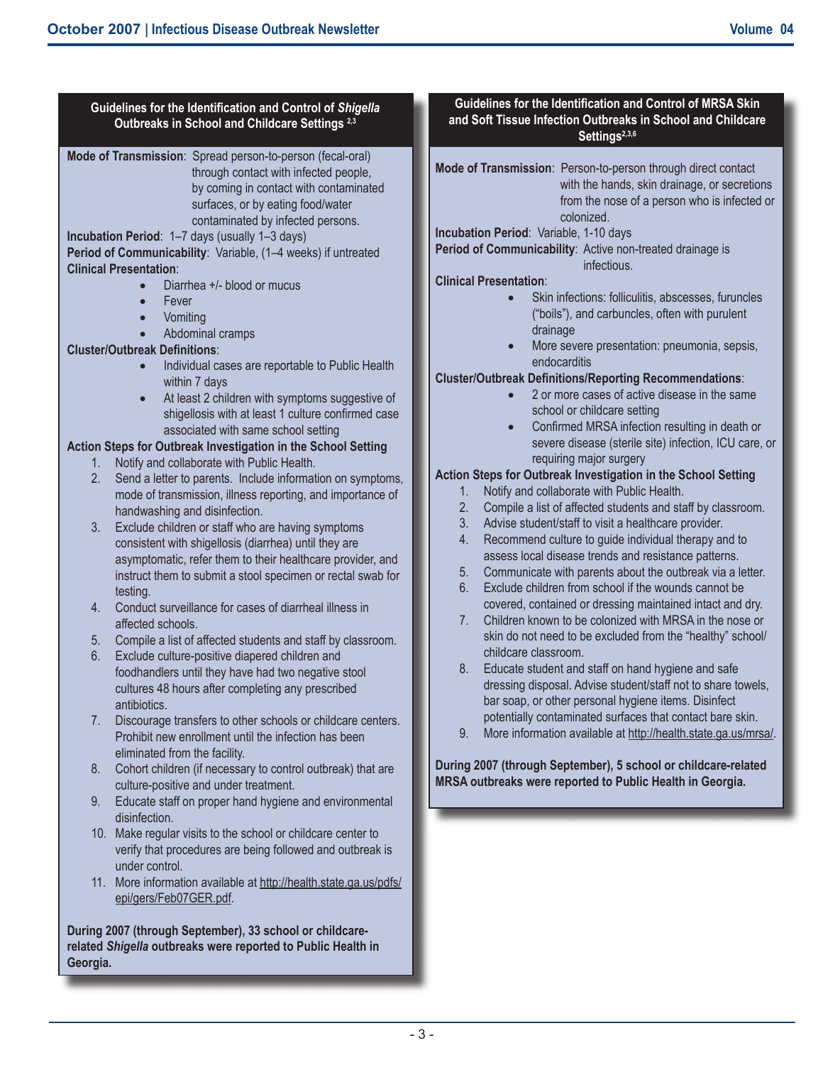## Guidelines for the Identification and Control of *Shigella* Outbreaks in School and Childcare Settings [2,3]

**Mode of Transmission**: Spread person-to-person (fecal-oral) through contact with infected people, by coming in contact with contaminated surfaces, or by eating food/water contaminated by infected persons.

**Incubation Period**: 1–7 days (usually 1–3 days)

**Period of Communicability**: Variable, (1–4 weeks) if untreated

**Clinical Presentation**:

- Diarrhea +/- blood or mucus
- Fever
- Vomiting
- Abdominal cramps

**Cluster/Outbreak Definitions**:

- Individual cases are reportable to Public Health within 7 days
- At least 2 children with symptoms suggestive of shigellosis with at least 1 culture confirmed case associated with same school setting

**Action Steps for Outbreak Investigation in the School Setting**

1. Notify and collaborate with Public Health.
2. Send a letter to parents. Include information on symptoms, mode of transmission, illness reporting, and importance of handwashing and disinfection.
3. Exclude children or staff who are having symptoms consistent with shigellosis (diarrhea) until they are asymptomatic, refer them to their healthcare provider, and instruct them to submit a stool specimen or rectal swab for testing.
4. Conduct surveillance for cases of diarrheal illness in affected schools.
5. Compile a list of affected students and staff by classroom.
6. Exclude culture-positive diapered children and foodhandlers until they have had two negative stool cultures 48 hours after completing any prescribed antibiotics.
7. Discourage transfers to other schools or childcare centers. Prohibit new enrollment until the infection has been eliminated from the facility.
8. Cohort children (if necessary to control outbreak) that are culture-positive and under treatment.
9. Educate staff on proper hand hygiene and environmental disinfection.
10. Make regular visits to the school or childcare center to verify that procedures are being followed and outbreak is under control.
11. More information available at http://health.state.ga.us/pdfs/epi/gers/Feb07GER.pdf.

**During 2007 (through September), 33 school or childcare-related *Shigella* outbreaks were reported to Public Health in Georgia.**

## Guidelines for the Identification and Control of MRSA Skin and Soft Tissue Infection Outbreaks in School and Childcare Settings [2,3,6]

**Mode of Transmission**: Person-to-person through direct contact with the hands, skin drainage, or secretions from the nose of a person who is infected or colonized.

**Incubation Period**: Variable, 1-10 days

**Period of Communicability**: Active non-treated drainage is infectious.

**Clinical Presentation**:

- Skin infections: folliculitis, abscesses, furuncles ("boils"), and carbuncles, often with purulent drainage
- More severe presentation: pneumonia, sepsis, endocarditis

**Cluster/Outbreak Definitions/Reporting Recommendations**:

- 2 or more cases of active disease in the same school or childcare setting
- Confirmed MRSA infection resulting in death or severe disease (sterile site) infection, ICU care, or requiring major surgery

**Action Steps for Outbreak Investigation in the School Setting**

1. Notify and collaborate with Public Health.
2. Compile a list of affected students and staff by classroom.
3. Advise student/staff to visit a healthcare provider.
4. Recommend culture to guide individual therapy and to assess local disease trends and resistance patterns.
5. Communicate with parents about the outbreak via a letter.
6. Exclude children from school if the wounds cannot be covered, contained or dressing maintained intact and dry.
7. Children known to be colonized with MRSA in the nose or skin do not need to be excluded from the "healthy" school/childcare classroom.
8. Educate student and staff on hand hygiene and safe dressing disposal. Advise student/staff not to share towels, bar soap, or other personal hygiene items. Disinfect potentially contaminated surfaces that contact bare skin.
9. More information available at http://health.state.ga.us/mrsa/.

**During 2007 (through September), 5 school or childcare-related MRSA outbreaks were reported to Public Health in Georgia.**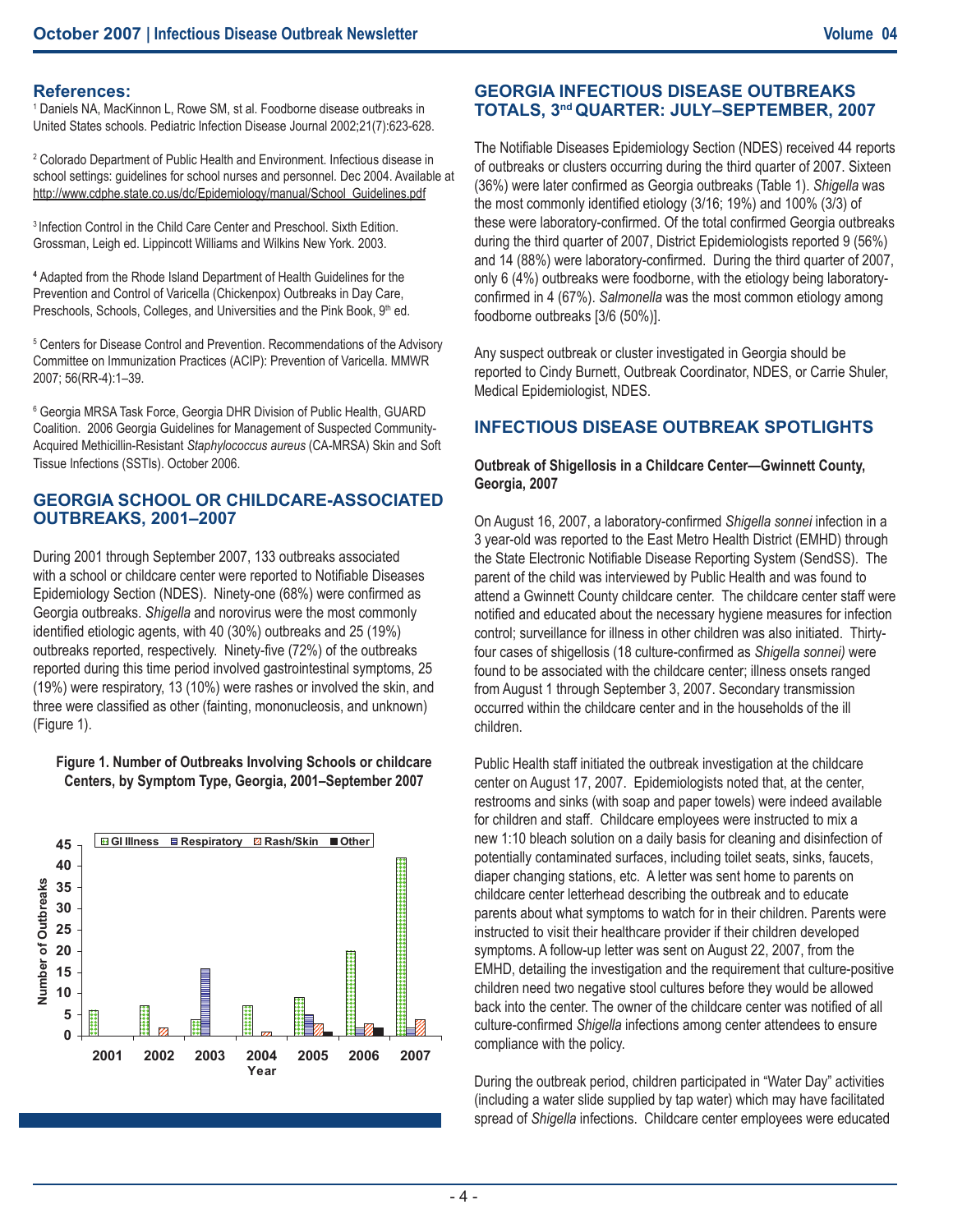## References:

[1] Daniels NA, MacKinnon L, Rowe SM, st al. Foodborne disease outbreaks in United States schools. Pediatric Infection Disease Journal 2002;21(7):623-628.

[2] Colorado Department of Public Health and Environment. Infectious disease in school settings: guidelines for school nurses and personnel. Dec 2004. Available at http://www.cdphe.state.co.us/dc/Epidemiology/manual/School_Guidelines.pdf

[3] Infection Control in the Child Care Center and Preschool. Sixth Edition. Grossman, Leigh ed. Lippincott Williams and Wilkins New York. 2003.

[4] Adapted from the Rhode Island Department of Health Guidelines for the Prevention and Control of Varicella (Chickenpox) Outbreaks in Day Care, Preschools, Schools, Colleges, and Universities and the Pink Book, 9th ed.

[5] Centers for Disease Control and Prevention. Recommendations of the Advisory Committee on Immunization Practices (ACIP): Prevention of Varicella. MMWR 2007; 56(RR-4):1–39.

[6] Georgia MRSA Task Force, Georgia DHR Division of Public Health, GUARD Coalition. 2006 Georgia Guidelines for Management of Suspected Community-Acquired Methicillin-Resistant *Staphylococcus aureus* (CA-MRSA) Skin and Soft Tissue Infections (SSTIs). October 2006.

## GEORGIA SCHOOL OR CHILDCARE-ASSOCIATED OUTBREAKS, 2001–2007

During 2001 through September 2007, 133 outbreaks associated with a school or childcare center were reported to Notifiable Diseases Epidemiology Section (NDES). Ninety-one (68%) were confirmed as Georgia outbreaks. *Shigella* and norovirus were the most commonly identified etiologic agents, with 40 (30%) outbreaks and 25 (19%) outbreaks reported, respectively. Ninety-five (72%) of the outbreaks reported during this time period involved gastrointestinal symptoms, 25 (19%) were respiratory, 13 (10%) were rashes or involved the skin, and three were classified as other (fainting, mononucleosis, and unknown) (Figure 1).

**Figure 1. Number of Outbreaks Involving Schools or childcare Centers, by Symptom Type, Georgia, 2001–September 2007**

| Year | GI Illness | Respiratory | Rash/Skin | Other |
|---|---|---|---|---|
| 2001 | 6 | 0 | 0 | 0 |
| 2002 | 7 | 0 | 2 | 0 |
| 2003 | 4 | 16 | 0 | 0 |
| 2004 | 7 | 0 | 1 | 0 |
| 2005 | 9 | 5 | 3 | 1 |
| 2006 | 20 | 2 | 3 | 2 |
| 2007 | 42 | 2 | 4 | 0 |

## GEORGIA INFECTIOUS DISEASE OUTBREAKS TOTALS, 3rd QUARTER: JULY–SEPTEMBER, 2007

The Notifiable Diseases Epidemiology Section (NDES) received 44 reports of outbreaks or clusters occurring during the third quarter of 2007. Sixteen (36%) were later confirmed as Georgia outbreaks (Table 1). *Shigella* was the most commonly identified etiology (3/16; 19%) and 100% (3/3) of these were laboratory-confirmed. Of the total confirmed Georgia outbreaks during the third quarter of 2007, District Epidemiologists reported 9 (56%) and 14 (88%) were laboratory-confirmed. During the third quarter of 2007, only 6 (4%) outbreaks were foodborne, with the etiology being laboratory-confirmed in 4 (67%). *Salmonella* was the most common etiology among foodborne outbreaks [3/6 (50%)].

Any suspect outbreak or cluster investigated in Georgia should be reported to Cindy Burnett, Outbreak Coordinator, NDES, or Carrie Shuler, Medical Epidemiologist, NDES.

## INFECTIOUS DISEASE OUTBREAK SPOTLIGHTS

### Outbreak of Shigellosis in a Childcare Center—Gwinnett County, Georgia, 2007

On August 16, 2007, a laboratory-confirmed *Shigella sonnei* infection in a 3 year-old was reported to the East Metro Health District (EMHD) through the State Electronic Notifiable Disease Reporting System (SendSS). The parent of the child was interviewed by Public Health and was found to attend a Gwinnett County childcare center. The childcare center staff were notified and educated about the necessary hygiene measures for infection control; surveillance for illness in other children was also initiated. Thirty-four cases of shigellosis (18 culture-confirmed as *Shigella sonnei)* were found to be associated with the childcare center; illness onsets ranged from August 1 through September 3, 2007. Secondary transmission occurred within the childcare center and in the households of the ill children.

Public Health staff initiated the outbreak investigation at the childcare center on August 17, 2007. Epidemiologists noted that, at the center, restrooms and sinks (with soap and paper towels) were indeed available for children and staff. Childcare employees were instructed to mix a new 1:10 bleach solution on a daily basis for cleaning and disinfection of potentially contaminated surfaces, including toilet seats, sinks, faucets, diaper changing stations, etc. A letter was sent home to parents on childcare center letterhead describing the outbreak and to educate parents about what symptoms to watch for in their children. Parents were instructed to visit their healthcare provider if their children developed symptoms. A follow-up letter was sent on August 22, 2007, from the EMHD, detailing the investigation and the requirement that culture-positive children need two negative stool cultures before they would be allowed back into the center. The owner of the childcare center was notified of all culture-confirmed *Shigella* infections among center attendees to ensure compliance with the policy.

During the outbreak period, children participated in "Water Day" activities (including a water slide supplied by tap water) which may have facilitated spread of *Shigella* infections. Childcare center employees were educated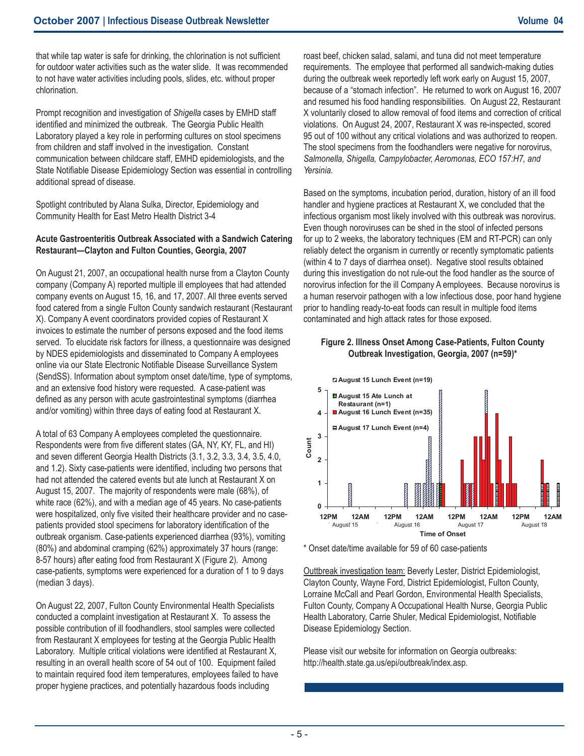that while tap water is safe for drinking, the chlorination is not sufficient for outdoor water activities such as the water slide. It was recommended to not have water activities including pools, slides, etc. without proper chlorination.

Prompt recognition and investigation of *Shigella* cases by EMHD staff identified and minimized the outbreak. The Georgia Public Health Laboratory played a key role in performing cultures on stool specimens from children and staff involved in the investigation. Constant communication between childcare staff, EMHD epidemiologists, and the State Notifiable Disease Epidemiology Section was essential in controlling additional spread of disease.

Spotlight contributed by Alana Sulka, Director, Epidemiology and Community Health for East Metro Health District 3-4

**Acute Gastroenteritis Outbreak Associated with a Sandwich Catering Restaurant—Clayton and Fulton Counties, Georgia, 2007**

On August 21, 2007, an occupational health nurse from a Clayton County company (Company A) reported multiple ill employees that had attended company events on August 15, 16, and 17, 2007. All three events served food catered from a single Fulton County sandwich restaurant (Restaurant X). Company A event coordinators provided copies of Restaurant X invoices to estimate the number of persons exposed and the food items served. To elucidate risk factors for illness, a questionnaire was designed by NDES epidemiologists and disseminated to Company A employees online via our State Electronic Notifiable Disease Surveillance System (SendSS). Information about symptom onset date/time, type of symptoms, and an extensive food history were requested. A case-patient was defined as any person with acute gastrointestinal symptoms (diarrhea and/or vomiting) within three days of eating food at Restaurant X.

A total of 63 Company A employees completed the questionnaire. Respondents were from five different states (GA, NY, KY, FL, and HI) and seven different Georgia Health Districts (3.1, 3.2, 3.3, 3.4, 3.5, 4.0, and 1.2). Sixty case-patients were identified, including two persons that had not attended the catered events but ate lunch at Restaurant X on August 15, 2007. The majority of respondents were male (68%), of white race (62%), and with a median age of 45 years. No case-patients were hospitalized, only five visited their healthcare provider and no case-patients provided stool specimens for laboratory identification of the outbreak organism. Case-patients experienced diarrhea (93%), vomiting (80%) and abdominal cramping (62%) approximately 37 hours (range: 8-57 hours) after eating food from Restaurant X (Figure 2). Among case-patients, symptoms were experienced for a duration of 1 to 9 days (median 3 days).

On August 22, 2007, Fulton County Environmental Health Specialists conducted a complaint investigation at Restaurant X. To assess the possible contribution of ill foodhandlers, stool samples were collected from Restaurant X employees for testing at the Georgia Public Health Laboratory. Multiple critical violations were identified at Restaurant X, resulting in an overall health score of 54 out of 100. Equipment failed to maintain required food item temperatures, employees failed to have proper hygiene practices, and potentially hazardous foods including roast beef, chicken salad, salami, and tuna did not meet temperature requirements. The employee that performed all sandwich-making duties during the outbreak week reportedly left work early on August 15, 2007, because of a "stomach infection". He returned to work on August 16, 2007 and resumed his food handling responsibilities. On August 22, Restaurant X voluntarily closed to allow removal of food items and correction of critical violations. On August 24, 2007, Restaurant X was re-inspected, scored 95 out of 100 without any critical violations and was authorized to reopen. The stool specimens from the foodhandlers were negative for norovirus, *Salmonella, Shigella, Campylobacter, Aeromonas, ECO 157:H7, and Yersinia*.

Based on the symptoms, incubation period, duration, history of an ill food handler and hygiene practices at Restaurant X, we concluded that the infectious organism most likely involved with this outbreak was norovirus. Even though noroviruses can be shed in the stool of infected persons for up to 2 weeks, the laboratory techniques (EM and RT-PCR) can only reliably detect the organism in currently or recently symptomatic patients (within 4 to 7 days of diarrhea onset). Negative stool results obtained during this investigation do not rule-out the food handler as the source of norovirus infection for the ill Company A employees. Because norovirus is a human reservoir pathogen with a low infectious dose, poor hand hygiene prior to handling ready-to-eat foods can result in multiple food items contaminated and high attack rates for those exposed.

**Figure 2. Illness Onset Among Case-Patients, Fulton County Outbreak Investigation, Georgia, 2007 (n=59)***

\* Onset date/time available for 59 of 60 case-patients

Outtbreak investigation team: Beverly Lester, District Epidemiologist, Clayton County, Wayne Ford, District Epidemiologist, Fulton County, Lorraine McCall and Pearl Gordon, Environmental Health Specialists, Fulton County, Company A Occupational Health Nurse, Georgia Public Health Laboratory, Carrie Shuler, Medical Epidemiologist, Notifiable Disease Epidemiology Section.

Please visit our website for information on Georgia outbreaks: http://health.state.ga.us/epi/outbreak/index.asp.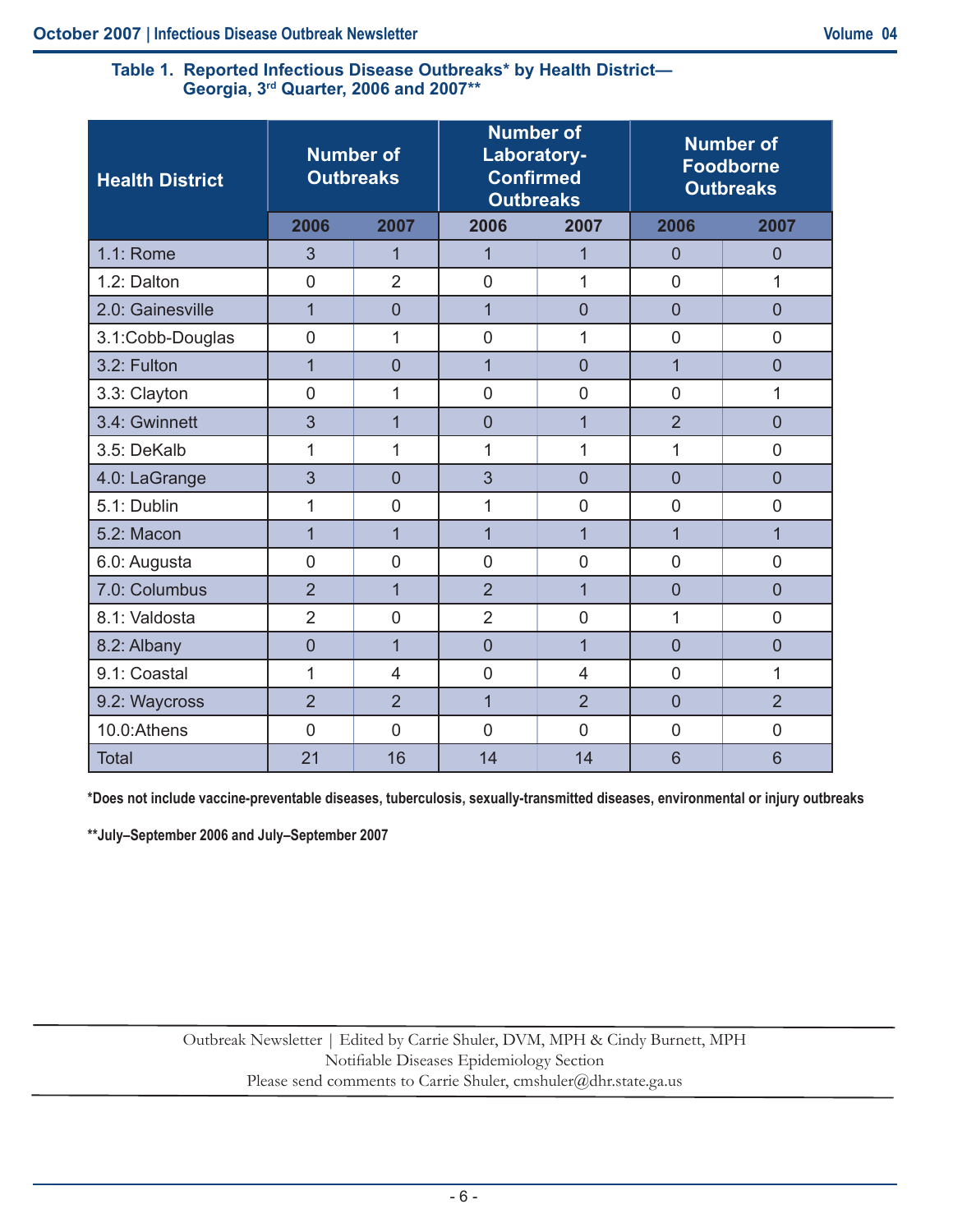**Table 1. Reported Infectious Disease Outbreaks* by Health District—Georgia, 3rd Quarter, 2006 and 2007****

| Health District | Number of Outbreaks | | Number of Laboratory-Confirmed Outbreaks | | Number of Foodborne Outbreaks | |
|---|---|---|---|---|---|---|
| | 2006 | 2007 | 2006 | 2007 | 2006 | 2007 |
| 1.1: Rome | 3 | 1 | 1 | 1 | 0 | 0 |
| 1.2: Dalton | 0 | 2 | 0 | 1 | 0 | 1 |
| 2.0: Gainesville | 1 | 0 | 1 | 0 | 0 | 0 |
| 3.1:Cobb-Douglas | 0 | 1 | 0 | 1 | 0 | 0 |
| 3.2: Fulton | 1 | 0 | 1 | 0 | 1 | 0 |
| 3.3: Clayton | 0 | 1 | 0 | 0 | 0 | 1 |
| 3.4: Gwinnett | 3 | 1 | 0 | 1 | 2 | 0 |
| 3.5: DeKalb | 1 | 1 | 1 | 1 | 1 | 0 |
| 4.0: LaGrange | 3 | 0 | 3 | 0 | 0 | 0 |
| 5.1: Dublin | 1 | 0 | 1 | 0 | 0 | 0 |
| 5.2: Macon | 1 | 1 | 1 | 1 | 1 | 1 |
| 6.0: Augusta | 0 | 0 | 0 | 0 | 0 | 0 |
| 7.0: Columbus | 2 | 1 | 2 | 1 | 0 | 0 |
| 8.1: Valdosta | 2 | 0 | 2 | 0 | 1 | 0 |
| 8.2: Albany | 0 | 1 | 0 | 1 | 0 | 0 |
| 9.1: Coastal | 1 | 4 | 0 | 4 | 0 | 1 |
| 9.2: Waycross | 2 | 2 | 1 | 2 | 0 | 2 |
| 10.0:Athens | 0 | 0 | 0 | 0 | 0 | 0 |
| Total | 21 | 16 | 14 | 14 | 6 | 6 |

*Does not include vaccine-preventable diseases, tuberculosis, sexually-transmitted diseases, environmental or injury outbreaks

**July–September 2006 and July–September 2007

Outbreak Newsletter | Edited by Carrie Shuler, DVM, MPH & Cindy Burnett, MPH
Notifiable Diseases Epidemiology Section
Please send comments to Carrie Shuler, cmshuler@dhr.state.ga.us